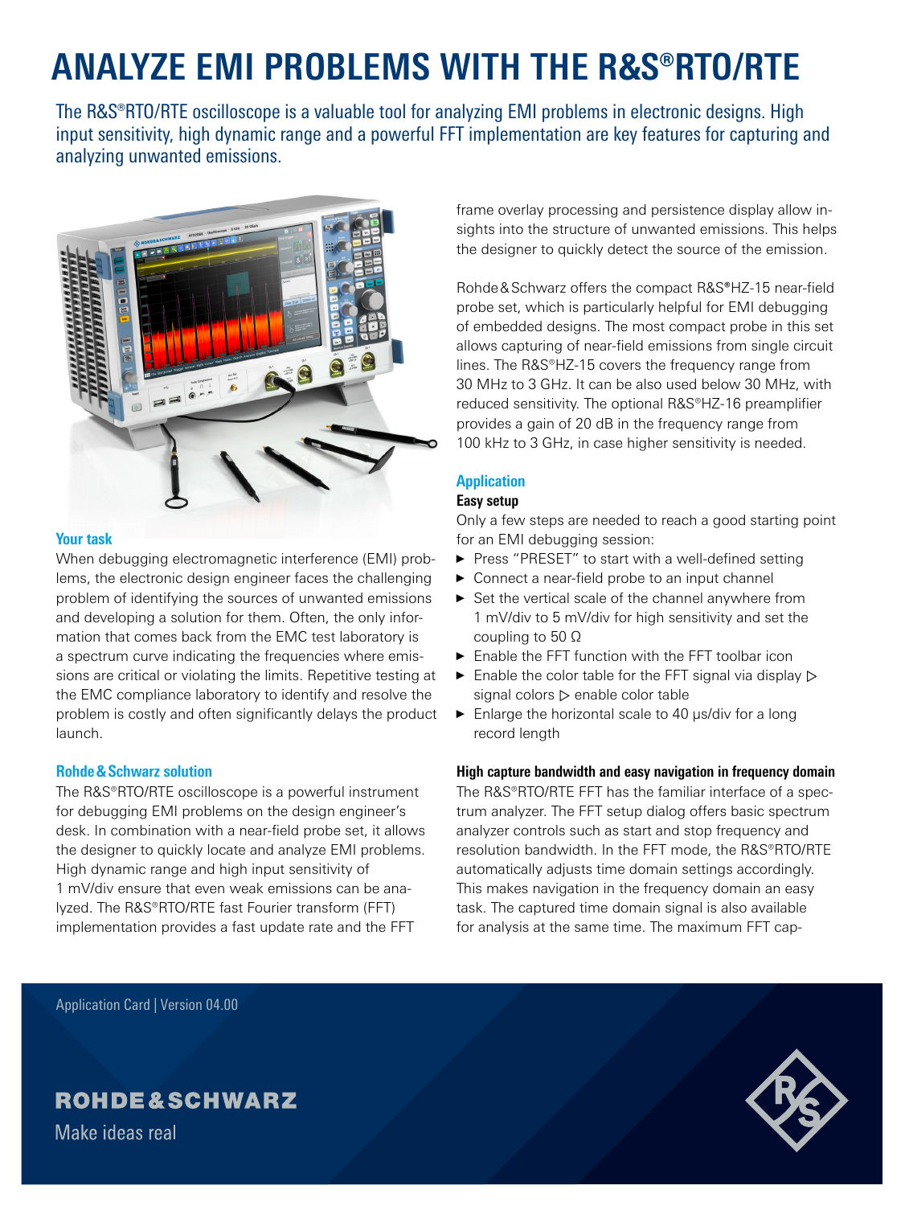# ANALYZE EMI PROBLEMS WITH THE R&S®RTO/RTE

The R&S®RTO/RTE oscilloscope is a valuable tool for analyzing EMI problems in electronic designs. High input sensitivity, high dynamic range and a powerful FFT implementation are key features for capturing and analyzing unwanted emissions.

## Your task

When debugging electromagnetic interference (EMI) problems, the electronic design engineer faces the challenging problem of identifying the sources of unwanted emissions and developing a solution for them. Often, the only information that comes back from the EMC test laboratory is a spectrum curve indicating the frequencies where emissions are critical or violating the limits. Repetitive testing at the EMC compliance laboratory to identify and resolve the problem is costly and often significantly delays the product launch.

## Rohde & Schwarz solution

The R&S®RTO/RTE oscilloscope is a powerful instrument for debugging EMI problems on the design engineer's desk. In combination with a near-field probe set, it allows the designer to quickly locate and analyze EMI problems. High dynamic range and high input sensitivity of 1 mV/div ensure that even weak emissions can be analyzed. The R&S®RTO/RTE fast Fourier transform (FFT) implementation provides a fast update rate and the FFT frame overlay processing and persistence display allow insights into the structure of unwanted emissions. This helps the designer to quickly detect the source of the emission.

Rohde & Schwarz offers the compact R&S®HZ-15 near-field probe set, which is particularly helpful for EMI debugging of embedded designs. The most compact probe in this set allows capturing of near-field emissions from single circuit lines. The R&S®HZ-15 covers the frequency range from 30 MHz to 3 GHz. It can be also used below 30 MHz, with reduced sensitivity. The optional R&S®HZ-16 preamplifier provides a gain of 20 dB in the frequency range from 100 kHz to 3 GHz, in case higher sensitivity is needed.

## Application

### Easy setup

Only a few steps are needed to reach a good starting point for an EMI debugging session:

- Press "PRESET" to start with a well-defined setting
- Connect a near-field probe to an input channel
- Set the vertical scale of the channel anywhere from 1 mV/div to 5 mV/div for high sensitivity and set the coupling to 50 Ω
- Enable the FFT function with the FFT toolbar icon
- Enable the color table for the FFT signal via display ▷ signal colors ▷ enable color table
- Enlarge the horizontal scale to 40 µs/div for a long record length

### High capture bandwidth and easy navigation in frequency domain

The R&S®RTO/RTE FFT has the familiar interface of a spectrum analyzer. The FFT setup dialog offers basic spectrum analyzer controls such as start and stop frequency and resolution bandwidth. In the FFT mode, the R&S®RTO/RTE automatically adjusts time domain settings accordingly. This makes navigation in the frequency domain an easy task. The captured time domain signal is also available for analysis at the same time. The maximum FFT cap-

Application Card | Version 04.00

ROHDE&SCHWARZ

Make ideas real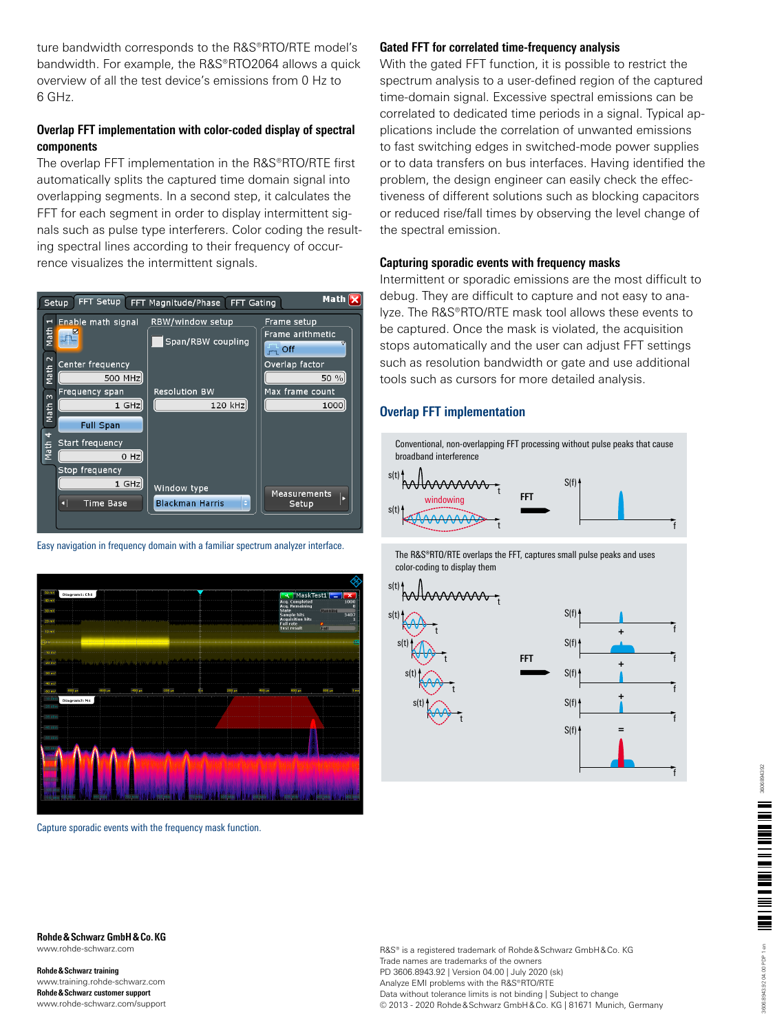ture bandwidth corresponds to the R&S®RTO/RTE model's bandwidth. For example, the R&S®RTO2064 allows a quick overview of all the test device's emissions from 0 Hz to 6 GHz.

### Overlap FFT implementation with color-coded display of spectral components

The overlap FFT implementation in the R&S®RTO/RTE first automatically splits the captured time domain signal into overlapping segments. In a second step, it calculates the FFT for each segment in order to display intermittent signals such as pulse type interferers. Color coding the resulting spectral lines according to their frequency of occurrence visualizes the intermittent signals.

Easy navigation in frequency domain with a familiar spectrum analyzer interface.

Capture sporadic events with the frequency mask function.

### Gated FFT for correlated time-frequency analysis

With the gated FFT function, it is possible to restrict the spectrum analysis to a user-defined region of the captured time-domain signal. Excessive spectral emissions can be correlated to dedicated time periods in a signal. Typical applications include the correlation of unwanted emissions to fast switching edges in switched-mode power supplies or to data transfers on bus interfaces. Having identified the problem, the design engineer can easily check the effectiveness of different solutions such as blocking capacitors or reduced rise/fall times by observing the level change of the spectral emission.

### Capturing sporadic events with frequency masks

Intermittent or sporadic emissions are the most difficult to debug. They are difficult to capture and not easy to analyze. The R&S®RTO/RTE mask tool allows these events to be captured. Once the mask is violated, the acquisition stops automatically and the user can adjust FFT settings such as resolution bandwidth or gate and use additional tools such as cursors for more detailed analysis.

## Overlap FFT implementation

Conventional, non-overlapping FFT processing without pulse peaks that cause broadband interference

The R&S®RTO/RTE overlaps the FFT, captures small pulse peaks and uses color-coding to display them

**Rohde & Schwarz GmbH & Co. KG**
www.rohde-schwarz.com

**Rohde & Schwarz training**
www.training.rohde-schwarz.com

**Rohde & Schwarz customer support**
www.rohde-schwarz.com/support

R&S® is a registered trademark of Rohde & Schwarz GmbH & Co. KG
Trade names are trademarks of the owners
PD 3606.8943.92 | Version 04.00 | July 2020 (sk)
Analyze EMI problems with the R&S®RTO/RTE
Data without tolerance limits is not binding | Subject to change
© 2013 - 2020 Rohde & Schwarz GmbH & Co. KG | 81671 Munich, Germany